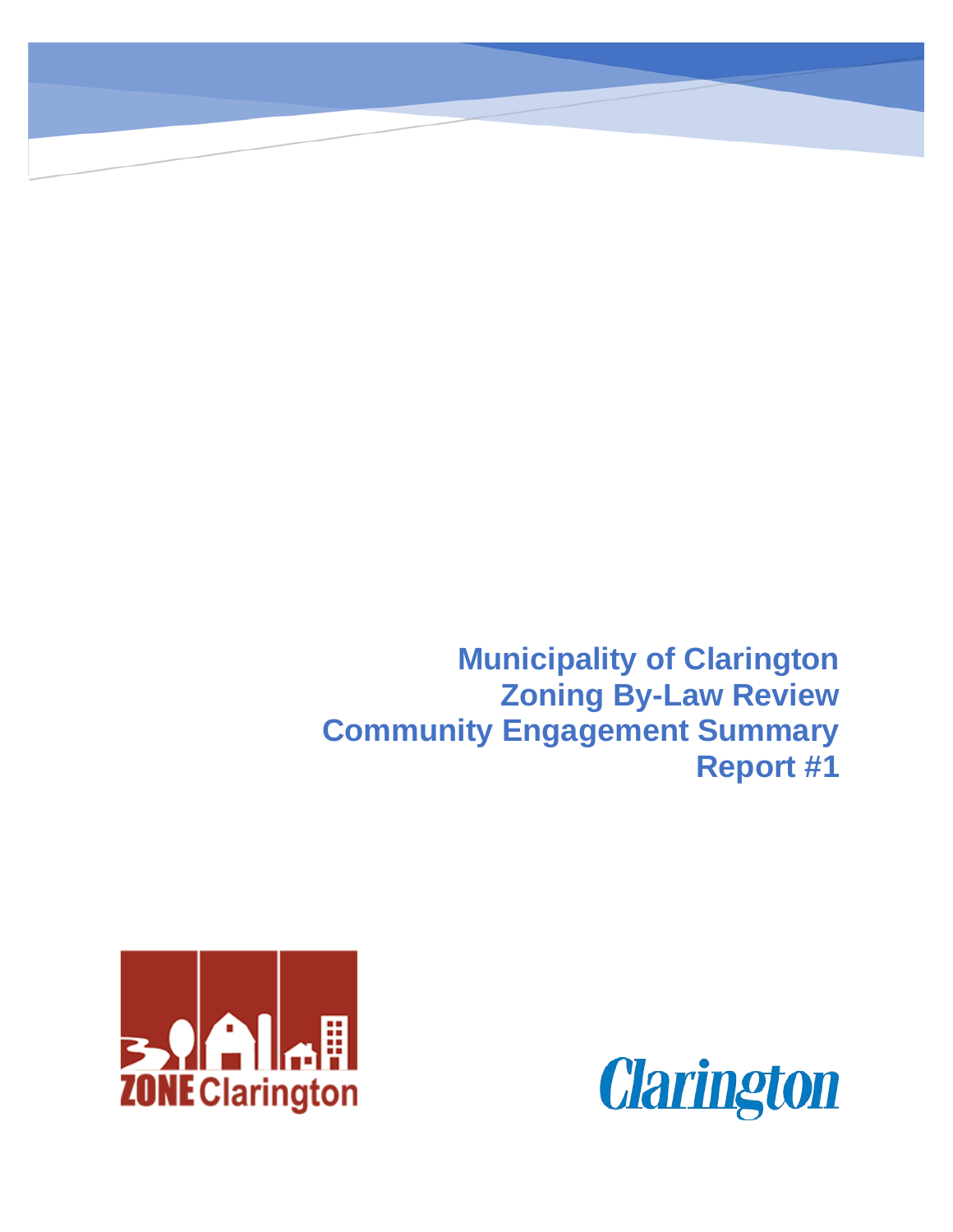# Municipality of Clarington
# Zoning By-Law Review
# Community Engagement Summary
# Report #1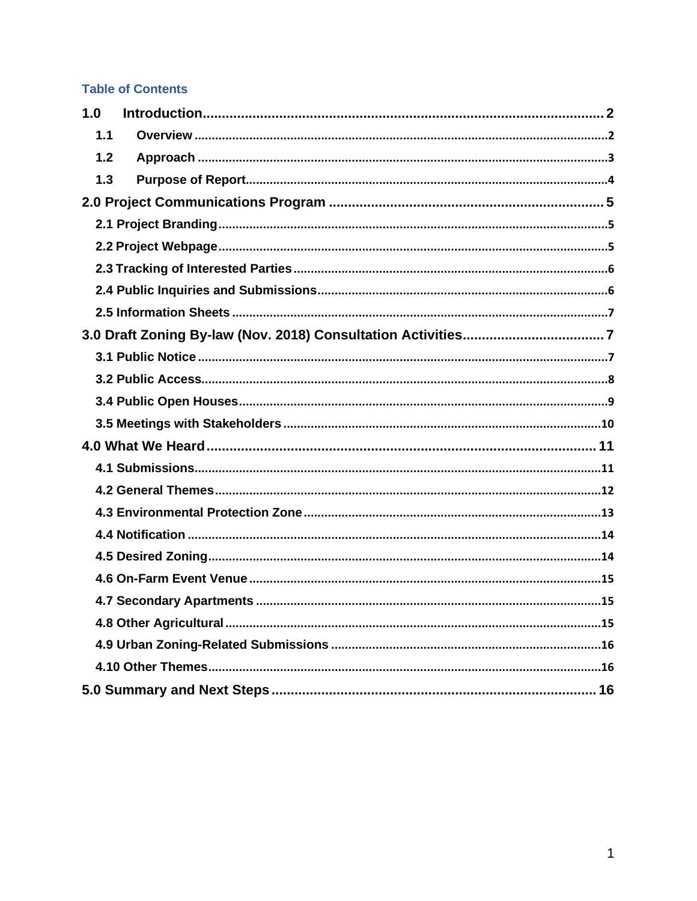## Table of Contents

- **1.0 Introduction** ... 2
  - **1.1 Overview** ... 2
  - **1.2 Approach** ... 3
  - **1.3 Purpose of Report** ... 4
- **2.0 Project Communications Program** ... 5
  - **2.1 Project Branding** ... 5
  - **2.2 Project Webpage** ... 5
  - **2.3 Tracking of Interested Parties** ... 6
  - **2.4 Public Inquiries and Submissions** ... 6
  - **2.5 Information Sheets** ... 7
- **3.0 Draft Zoning By-law (Nov. 2018) Consultation Activities** ... 7
  - **3.1 Public Notice** ... 7
  - **3.2 Public Access** ... 8
  - **3.4 Public Open Houses** ... 9
  - **3.5 Meetings with Stakeholders** ... 10
- **4.0 What We Heard** ... 11
  - **4.1 Submissions** ... 11
  - **4.2 General Themes** ... 12
  - **4.3 Environmental Protection Zone** ... 13
  - **4.4 Notification** ... 14
  - **4.5 Desired Zoning** ... 14
  - **4.6 On-Farm Event Venue** ... 15
  - **4.7 Secondary Apartments** ... 15
  - **4.8 Other Agricultural** ... 15
  - **4.9 Urban Zoning-Related Submissions** ... 16
  - **4.10 Other Themes** ... 16
- **5.0 Summary and Next Steps** ... 16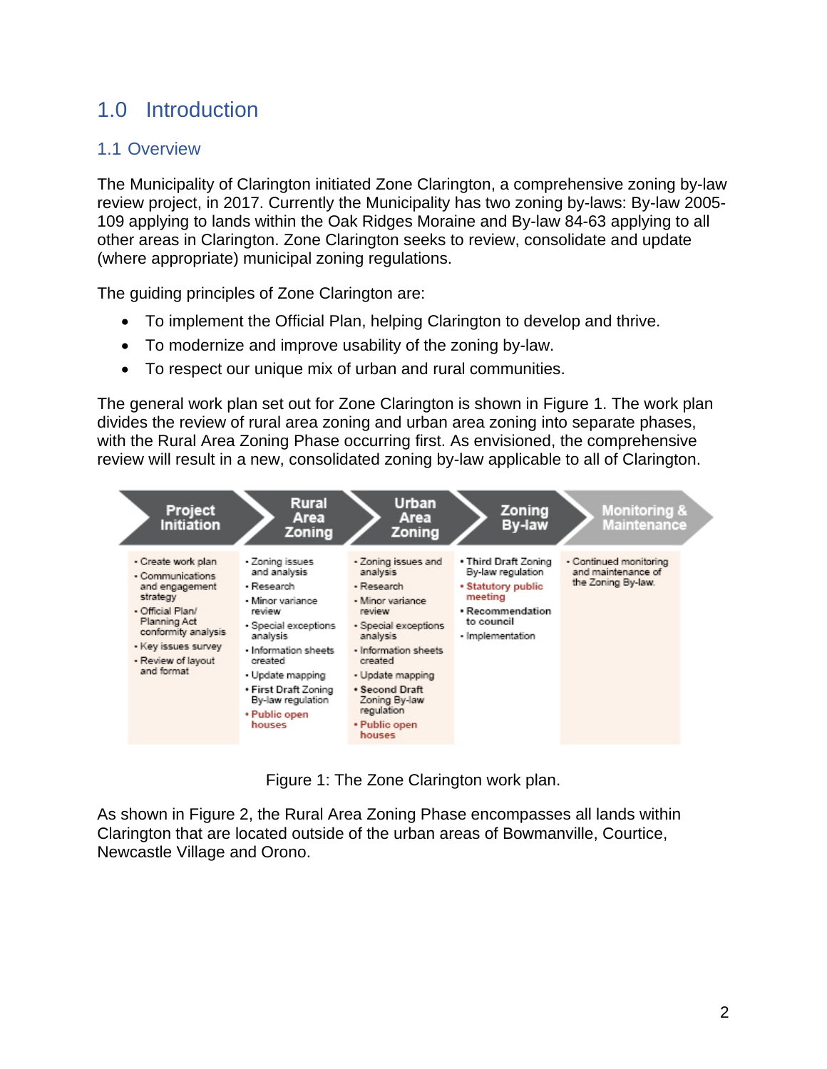# 1.0 Introduction

## 1.1 Overview

The Municipality of Clarington initiated Zone Clarington, a comprehensive zoning by-law review project, in 2017. Currently the Municipality has two zoning by-laws: By-law 2005-109 applying to lands within the Oak Ridges Moraine and By-law 84-63 applying to all other areas in Clarington. Zone Clarington seeks to review, consolidate and update (where appropriate) municipal zoning regulations.

The guiding principles of Zone Clarington are:

- To implement the Official Plan, helping Clarington to develop and thrive.
- To modernize and improve usability of the zoning by-law.
- To respect our unique mix of urban and rural communities.

The general work plan set out for Zone Clarington is shown in Figure 1. The work plan divides the review of rural area zoning and urban area zoning into separate phases, with the Rural Area Zoning Phase occurring first. As envisioned, the comprehensive review will result in a new, consolidated zoning by-law applicable to all of Clarington.

| Project Initiation | Rural Area Zoning | Urban Area Zoning | Zoning By-law | Monitoring & Maintenance |
|---|---|---|---|---|
| • Create work plan<br>• Communications and engagement strategy<br>• Official Plan/ Planning Act conformity analysis<br>• Key issues survey<br>• Review of layout and format | • Zoning issues and analysis<br>• Research<br>• Minor variance review<br>• Special exceptions analysis<br>• Information sheets created<br>• Update mapping<br>• **First Draft Zoning By-law regulation**<br>• **Public open houses** | • Zoning issues and analysis<br>• Research<br>• Minor variance review<br>• Special exceptions analysis<br>• Information sheets created<br>• Update mapping<br>• **Second Draft Zoning By-law regulation**<br>• **Public open houses** | • Third Draft Zoning By-law regulation<br>• **Statutory public meeting**<br>• **Recommendation to council**<br>• Implementation | • Continued monitoring and maintenance of the Zoning By-law. |

Figure 1: The Zone Clarington work plan.

As shown in Figure 2, the Rural Area Zoning Phase encompasses all lands within Clarington that are located outside of the urban areas of Bowmanville, Courtice, Newcastle Village and Orono.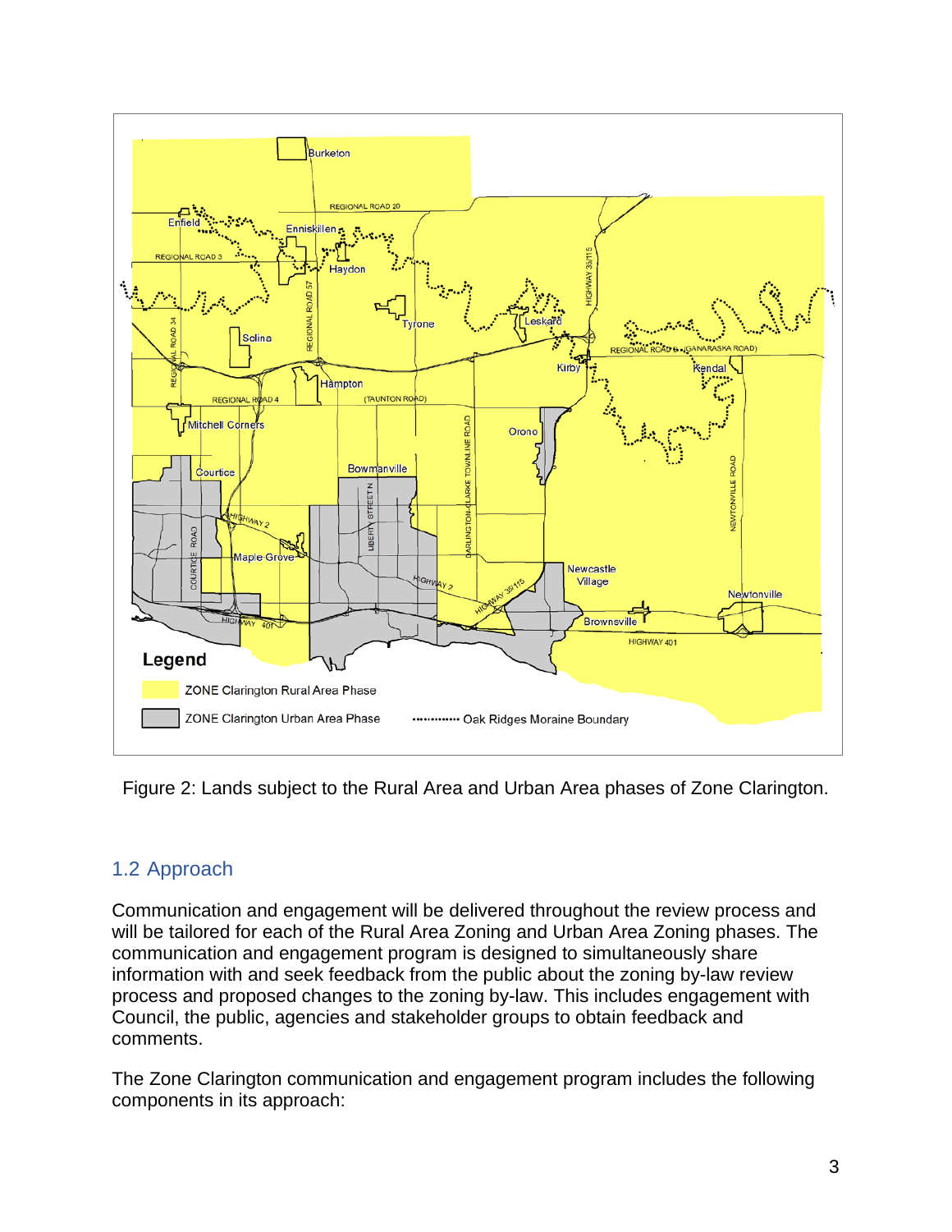Figure 2: Lands subject to the Rural Area and Urban Area phases of Zone Clarington.

## 1.2 Approach

Communication and engagement will be delivered throughout the review process and will be tailored for each of the Rural Area Zoning and Urban Area Zoning phases. The communication and engagement program is designed to simultaneously share information with and seek feedback from the public about the zoning by-law review process and proposed changes to the zoning by-law. This includes engagement with Council, the public, agencies and stakeholder groups to obtain feedback and comments.

The Zone Clarington communication and engagement program includes the following components in its approach: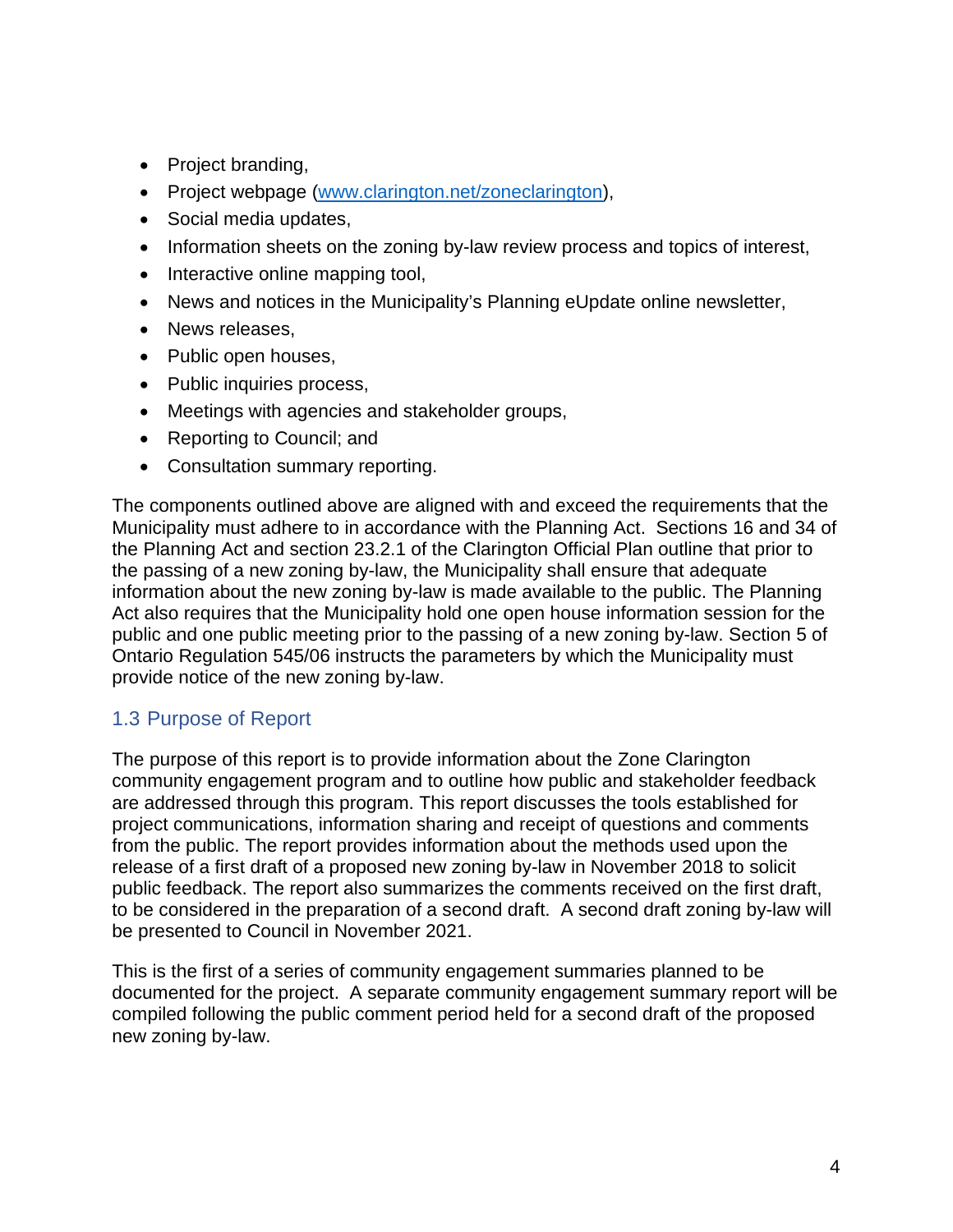- Project branding,
- Project webpage ([www.clarington.net/zoneclarington](www.clarington.net/zoneclarington)),
- Social media updates,
- Information sheets on the zoning by-law review process and topics of interest,
- Interactive online mapping tool,
- News and notices in the Municipality's Planning eUpdate online newsletter,
- News releases,
- Public open houses,
- Public inquiries process,
- Meetings with agencies and stakeholder groups,
- Reporting to Council; and
- Consultation summary reporting.

The components outlined above are aligned with and exceed the requirements that the Municipality must adhere to in accordance with the Planning Act. Sections 16 and 34 of the Planning Act and section 23.2.1 of the Clarington Official Plan outline that prior to the passing of a new zoning by-law, the Municipality shall ensure that adequate information about the new zoning by-law is made available to the public. The Planning Act also requires that the Municipality hold one open house information session for the public and one public meeting prior to the passing of a new zoning by-law. Section 5 of Ontario Regulation 545/06 instructs the parameters by which the Municipality must provide notice of the new zoning by-law.

### 1.3 Purpose of Report

The purpose of this report is to provide information about the Zone Clarington community engagement program and to outline how public and stakeholder feedback are addressed through this program. This report discusses the tools established for project communications, information sharing and receipt of questions and comments from the public. The report provides information about the methods used upon the release of a first draft of a proposed new zoning by-law in November 2018 to solicit public feedback. The report also summarizes the comments received on the first draft, to be considered in the preparation of a second draft. A second draft zoning by-law will be presented to Council in November 2021.

This is the first of a series of community engagement summaries planned to be documented for the project. A separate community engagement summary report will be compiled following the public comment period held for a second draft of the proposed new zoning by-law.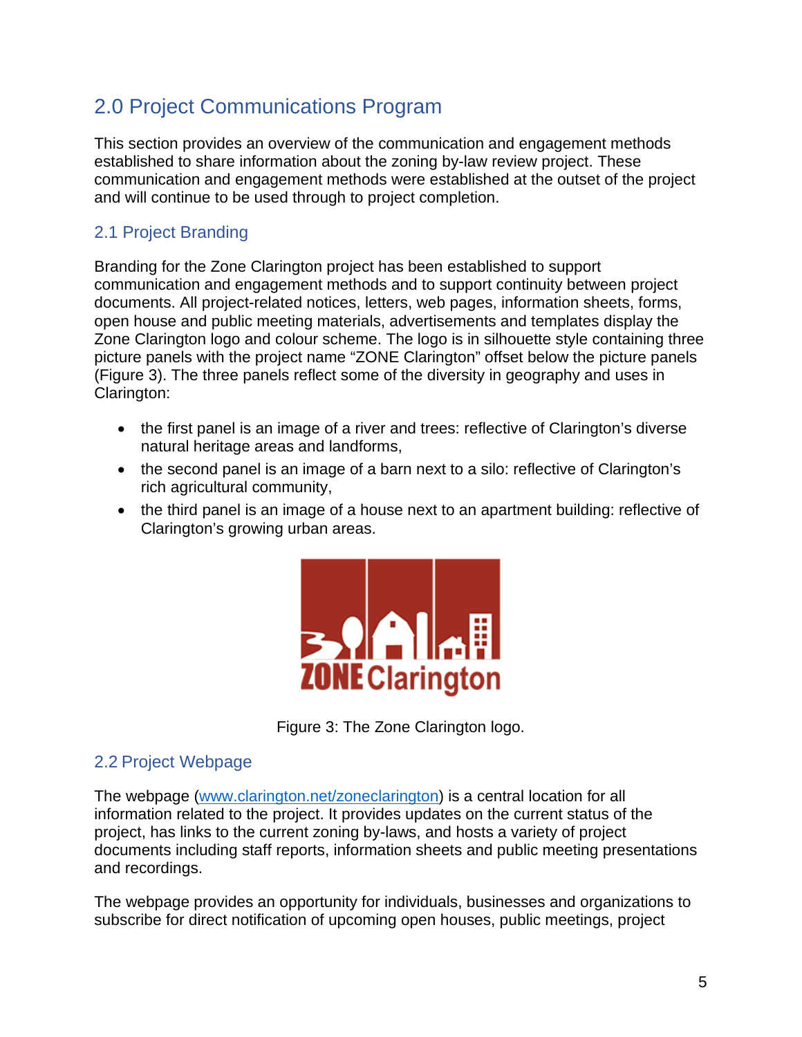## 2.0 Project Communications Program

This section provides an overview of the communication and engagement methods established to share information about the zoning by-law review project. These communication and engagement methods were established at the outset of the project and will continue to be used through to project completion.

### 2.1 Project Branding

Branding for the Zone Clarington project has been established to support communication and engagement methods and to support continuity between project documents. All project-related notices, letters, web pages, information sheets, forms, open house and public meeting materials, advertisements and templates display the Zone Clarington logo and colour scheme. The logo is in silhouette style containing three picture panels with the project name "ZONE Clarington" offset below the picture panels (Figure 3). The three panels reflect some of the diversity in geography and uses in Clarington:

- the first panel is an image of a river and trees: reflective of Clarington's diverse natural heritage areas and landforms,
- the second panel is an image of a barn next to a silo: reflective of Clarington's rich agricultural community,
- the third panel is an image of a house next to an apartment building: reflective of Clarington's growing urban areas.

Figure 3: The Zone Clarington logo.

### 2.2 Project Webpage

The webpage (www.clarington.net/zoneclarington) is a central location for all information related to the project. It provides updates on the current status of the project, has links to the current zoning by-laws, and hosts a variety of project documents including staff reports, information sheets and public meeting presentations and recordings.

The webpage provides an opportunity for individuals, businesses and organizations to subscribe for direct notification of upcoming open houses, public meetings, project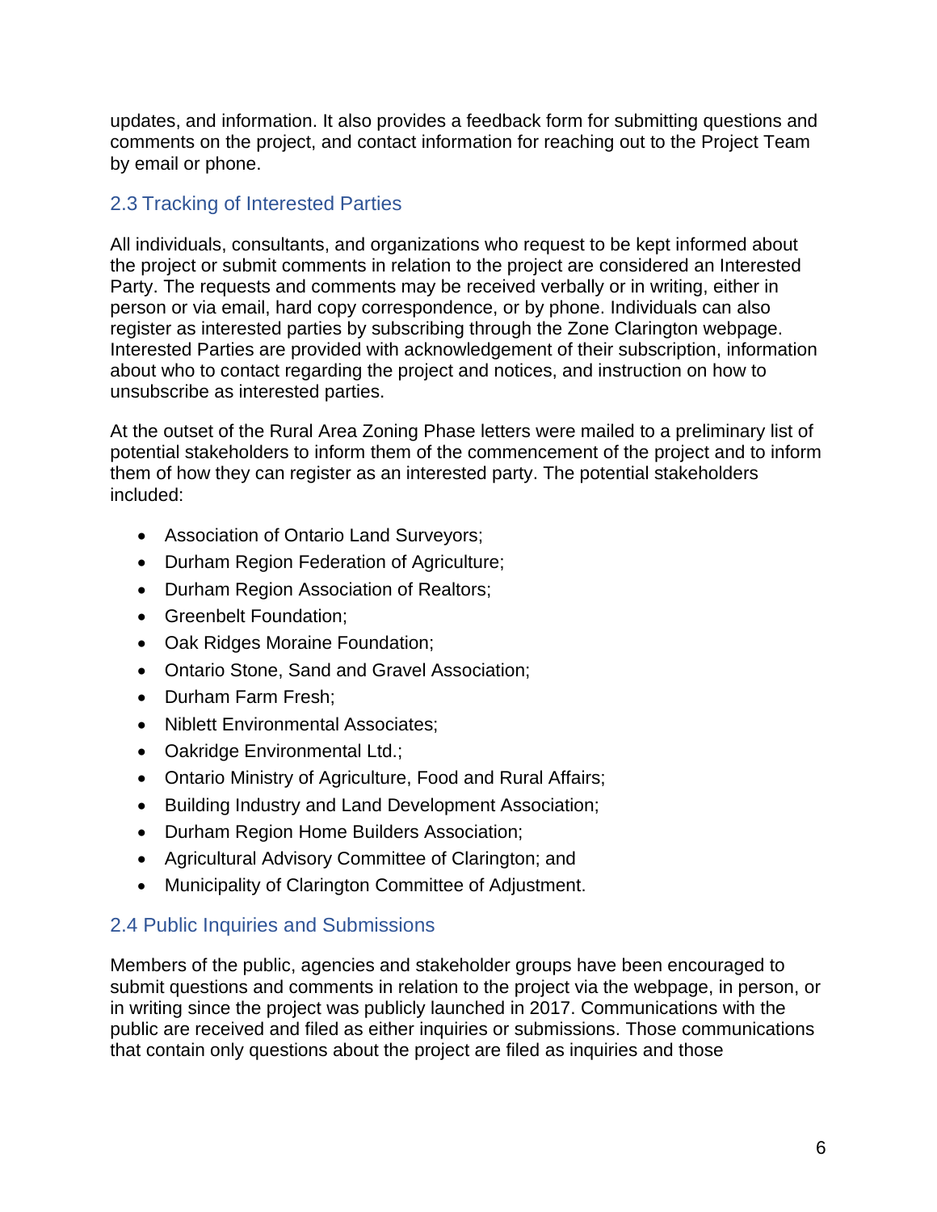updates, and information. It also provides a feedback form for submitting questions and comments on the project, and contact information for reaching out to the Project Team by email or phone.

## 2.3 Tracking of Interested Parties

All individuals, consultants, and organizations who request to be kept informed about the project or submit comments in relation to the project are considered an Interested Party. The requests and comments may be received verbally or in writing, either in person or via email, hard copy correspondence, or by phone. Individuals can also register as interested parties by subscribing through the Zone Clarington webpage. Interested Parties are provided with acknowledgement of their subscription, information about who to contact regarding the project and notices, and instruction on how to unsubscribe as interested parties.

At the outset of the Rural Area Zoning Phase letters were mailed to a preliminary list of potential stakeholders to inform them of the commencement of the project and to inform them of how they can register as an interested party. The potential stakeholders included:

- Association of Ontario Land Surveyors;
- Durham Region Federation of Agriculture;
- Durham Region Association of Realtors;
- Greenbelt Foundation;
- Oak Ridges Moraine Foundation;
- Ontario Stone, Sand and Gravel Association;
- Durham Farm Fresh;
- Niblett Environmental Associates;
- Oakridge Environmental Ltd.;
- Ontario Ministry of Agriculture, Food and Rural Affairs;
- Building Industry and Land Development Association;
- Durham Region Home Builders Association;
- Agricultural Advisory Committee of Clarington; and
- Municipality of Clarington Committee of Adjustment.

## 2.4 Public Inquiries and Submissions

Members of the public, agencies and stakeholder groups have been encouraged to submit questions and comments in relation to the project via the webpage, in person, or in writing since the project was publicly launched in 2017. Communications with the public are received and filed as either inquiries or submissions. Those communications that contain only questions about the project are filed as inquiries and those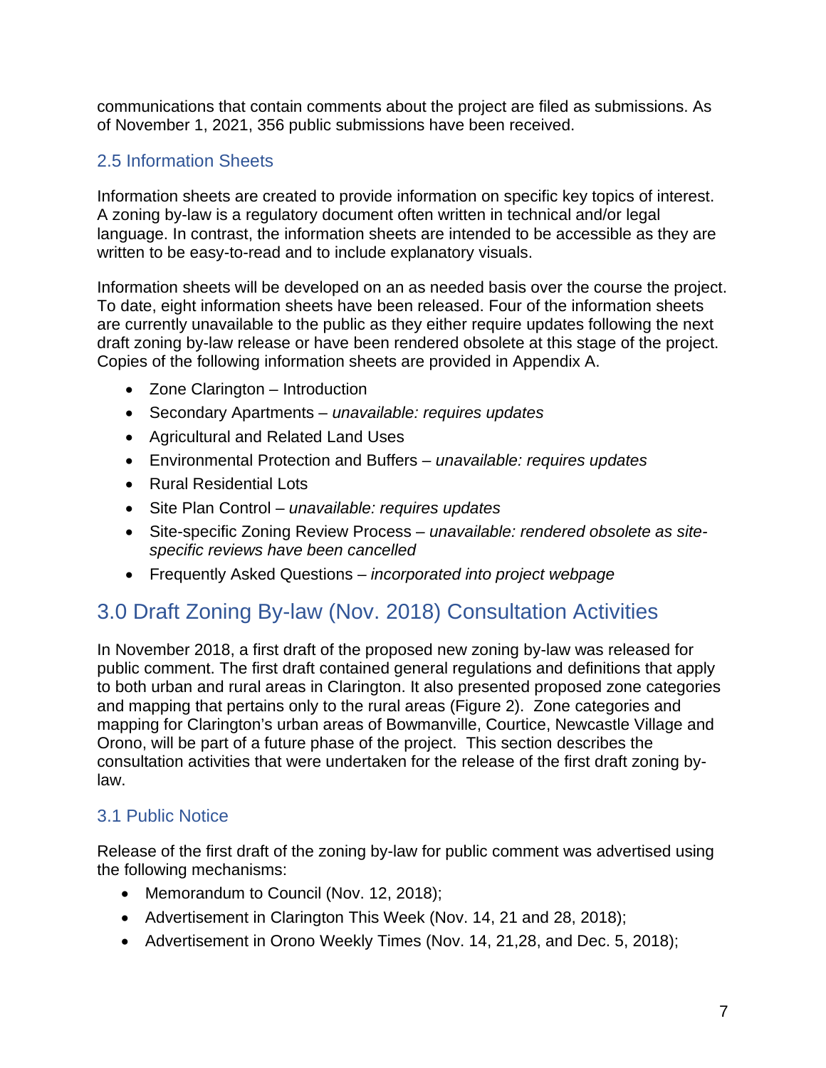communications that contain comments about the project are filed as submissions. As of November 1, 2021, 356 public submissions have been received.

### 2.5 Information Sheets

Information sheets are created to provide information on specific key topics of interest. A zoning by-law is a regulatory document often written in technical and/or legal language. In contrast, the information sheets are intended to be accessible as they are written to be easy-to-read and to include explanatory visuals.

Information sheets will be developed on an as needed basis over the course the project. To date, eight information sheets have been released. Four of the information sheets are currently unavailable to the public as they either require updates following the next draft zoning by-law release or have been rendered obsolete at this stage of the project. Copies of the following information sheets are provided in Appendix A.

- Zone Clarington – Introduction
- Secondary Apartments – *unavailable: requires updates*
- Agricultural and Related Land Uses
- Environmental Protection and Buffers – *unavailable: requires updates*
- Rural Residential Lots
- Site Plan Control – *unavailable: requires updates*
- Site-specific Zoning Review Process – *unavailable: rendered obsolete as site-specific reviews have been cancelled*
- Frequently Asked Questions – *incorporated into project webpage*

## 3.0 Draft Zoning By-law (Nov. 2018) Consultation Activities

In November 2018, a first draft of the proposed new zoning by-law was released for public comment. The first draft contained general regulations and definitions that apply to both urban and rural areas in Clarington. It also presented proposed zone categories and mapping that pertains only to the rural areas (Figure 2). Zone categories and mapping for Clarington's urban areas of Bowmanville, Courtice, Newcastle Village and Orono, will be part of a future phase of the project. This section describes the consultation activities that were undertaken for the release of the first draft zoning by-law.

### 3.1 Public Notice

Release of the first draft of the zoning by-law for public comment was advertised using the following mechanisms:

- Memorandum to Council (Nov. 12, 2018);
- Advertisement in Clarington This Week (Nov. 14, 21 and 28, 2018);
- Advertisement in Orono Weekly Times (Nov. 14, 21,28, and Dec. 5, 2018);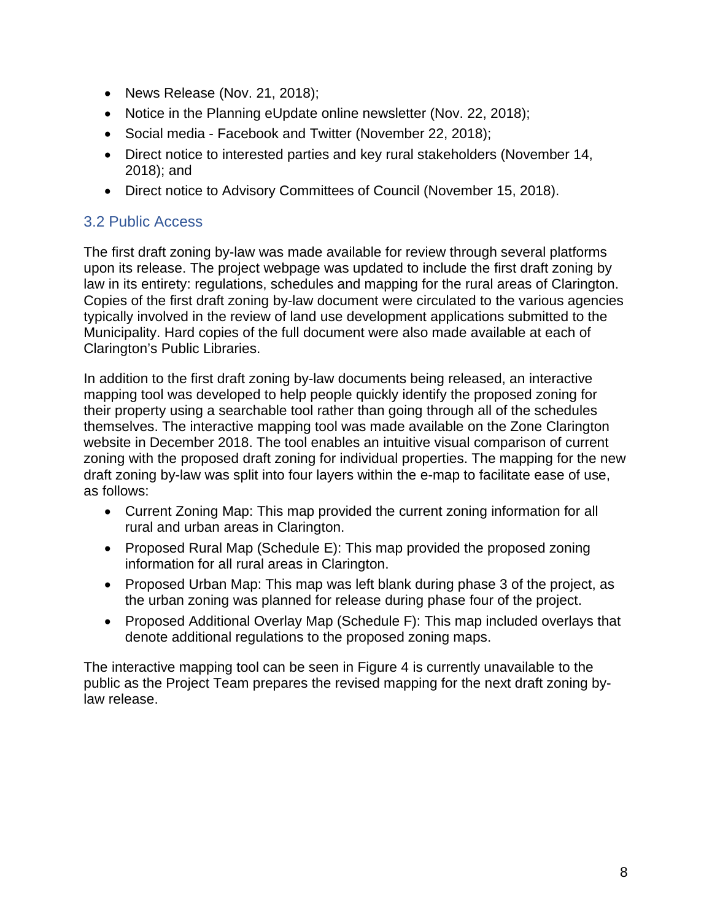- News Release (Nov. 21, 2018);
- Notice in the Planning eUpdate online newsletter (Nov. 22, 2018);
- Social media - Facebook and Twitter (November 22, 2018);
- Direct notice to interested parties and key rural stakeholders (November 14, 2018); and
- Direct notice to Advisory Committees of Council (November 15, 2018).

### 3.2 Public Access

The first draft zoning by-law was made available for review through several platforms upon its release. The project webpage was updated to include the first draft zoning by law in its entirety: regulations, schedules and mapping for the rural areas of Clarington. Copies of the first draft zoning by-law document were circulated to the various agencies typically involved in the review of land use development applications submitted to the Municipality. Hard copies of the full document were also made available at each of Clarington's Public Libraries.

In addition to the first draft zoning by-law documents being released, an interactive mapping tool was developed to help people quickly identify the proposed zoning for their property using a searchable tool rather than going through all of the schedules themselves. The interactive mapping tool was made available on the Zone Clarington website in December 2018. The tool enables an intuitive visual comparison of current zoning with the proposed draft zoning for individual properties. The mapping for the new draft zoning by-law was split into four layers within the e-map to facilitate ease of use, as follows:

- Current Zoning Map: This map provided the current zoning information for all rural and urban areas in Clarington.
- Proposed Rural Map (Schedule E): This map provided the proposed zoning information for all rural areas in Clarington.
- Proposed Urban Map: This map was left blank during phase 3 of the project, as the urban zoning was planned for release during phase four of the project.
- Proposed Additional Overlay Map (Schedule F): This map included overlays that denote additional regulations to the proposed zoning maps.

The interactive mapping tool can be seen in Figure 4 is currently unavailable to the public as the Project Team prepares the revised mapping for the next draft zoning by-law release.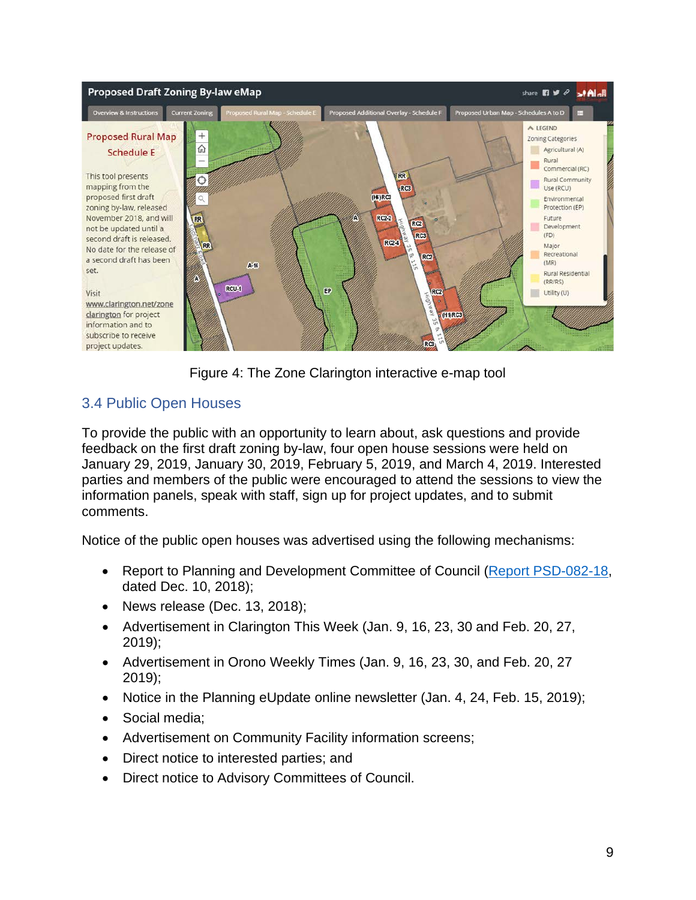Figure 4: The Zone Clarington interactive e-map tool

## 3.4 Public Open Houses

To provide the public with an opportunity to learn about, ask questions and provide feedback on the first draft zoning by-law, four open house sessions were held on January 29, 2019, January 30, 2019, February 5, 2019, and March 4, 2019. Interested parties and members of the public were encouraged to attend the sessions to view the information panels, speak with staff, sign up for project updates, and to submit comments.

Notice of the public open houses was advertised using the following mechanisms:

- Report to Planning and Development Committee of Council (Report PSD-082-18, dated Dec. 10, 2018);
- News release (Dec. 13, 2018);
- Advertisement in Clarington This Week (Jan. 9, 16, 23, 30 and Feb. 20, 27, 2019);
- Advertisement in Orono Weekly Times (Jan. 9, 16, 23, 30, and Feb. 20, 27 2019);
- Notice in the Planning eUpdate online newsletter (Jan. 4, 24, Feb. 15, 2019);
- Social media;
- Advertisement on Community Facility information screens;
- Direct notice to interested parties; and
- Direct notice to Advisory Committees of Council.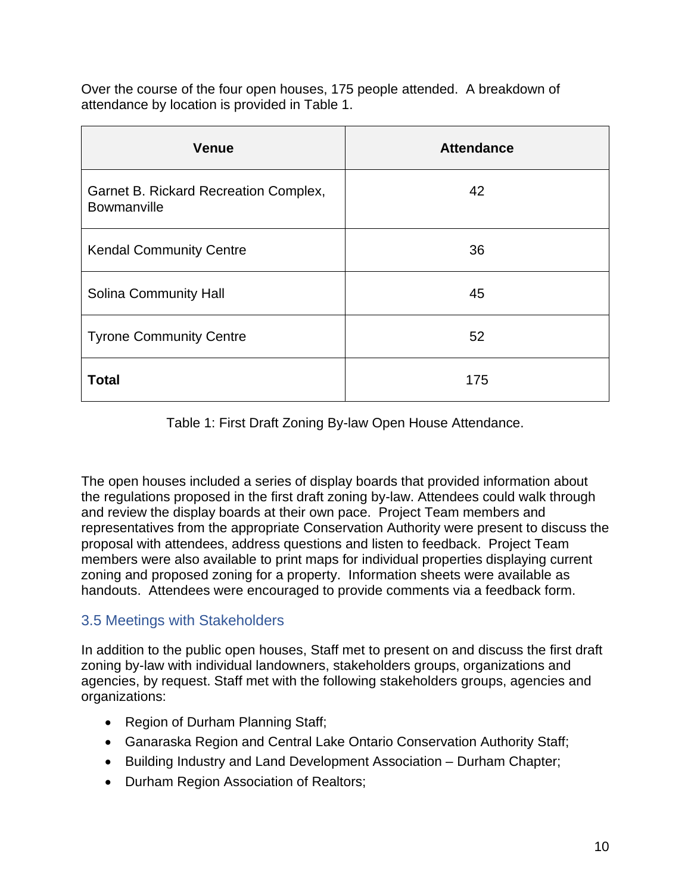Over the course of the four open houses, 175 people attended. A breakdown of attendance by location is provided in Table 1.

| Venue | Attendance |
| --- | --- |
| Garnet B. Rickard Recreation Complex, Bowmanville | 42 |
| Kendal Community Centre | 36 |
| Solina Community Hall | 45 |
| Tyrone Community Centre | 52 |
| **Total** | 175 |

Table 1: First Draft Zoning By-law Open House Attendance.

The open houses included a series of display boards that provided information about the regulations proposed in the first draft zoning by-law. Attendees could walk through and review the display boards at their own pace. Project Team members and representatives from the appropriate Conservation Authority were present to discuss the proposal with attendees, address questions and listen to feedback. Project Team members were also available to print maps for individual properties displaying current zoning and proposed zoning for a property. Information sheets were available as handouts. Attendees were encouraged to provide comments via a feedback form.

### 3.5 Meetings with Stakeholders

In addition to the public open houses, Staff met to present on and discuss the first draft zoning by-law with individual landowners, stakeholders groups, organizations and agencies, by request. Staff met with the following stakeholders groups, agencies and organizations:

- Region of Durham Planning Staff;
- Ganaraska Region and Central Lake Ontario Conservation Authority Staff;
- Building Industry and Land Development Association – Durham Chapter;
- Durham Region Association of Realtors;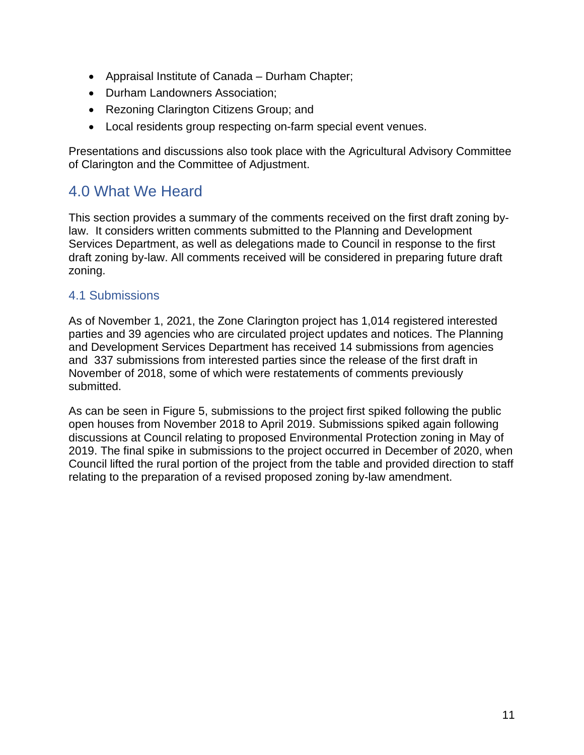- Appraisal Institute of Canada – Durham Chapter;
- Durham Landowners Association;
- Rezoning Clarington Citizens Group; and
- Local residents group respecting on-farm special event venues.

Presentations and discussions also took place with the Agricultural Advisory Committee of Clarington and the Committee of Adjustment.

# 4.0 What We Heard

This section provides a summary of the comments received on the first draft zoning by-law. It considers written comments submitted to the Planning and Development Services Department, as well as delegations made to Council in response to the first draft zoning by-law. All comments received will be considered in preparing future draft zoning.

## 4.1 Submissions

As of November 1, 2021, the Zone Clarington project has 1,014 registered interested parties and 39 agencies who are circulated project updates and notices. The Planning and Development Services Department has received 14 submissions from agencies and 337 submissions from interested parties since the release of the first draft in November of 2018, some of which were restatements of comments previously submitted.

As can be seen in Figure 5, submissions to the project first spiked following the public open houses from November 2018 to April 2019. Submissions spiked again following discussions at Council relating to proposed Environmental Protection zoning in May of 2019. The final spike in submissions to the project occurred in December of 2020, when Council lifted the rural portion of the project from the table and provided direction to staff relating to the preparation of a revised proposed zoning by-law amendment.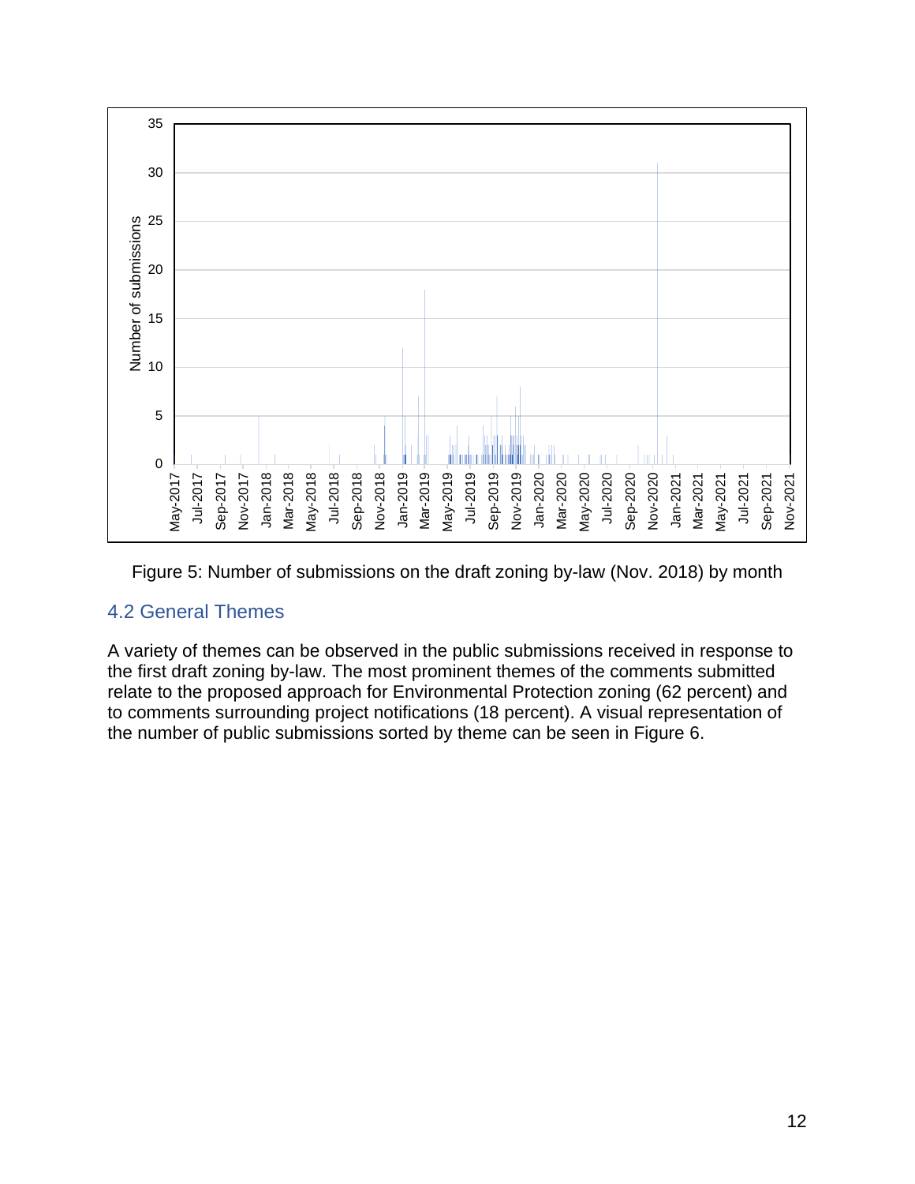Figure 5: Number of submissions on the draft zoning by-law (Nov. 2018) by month

## 4.2 General Themes

A variety of themes can be observed in the public submissions received in response to the first draft zoning by-law. The most prominent themes of the comments submitted relate to the proposed approach for Environmental Protection zoning (62 percent) and to comments surrounding project notifications (18 percent). A visual representation of the number of public submissions sorted by theme can be seen in Figure 6.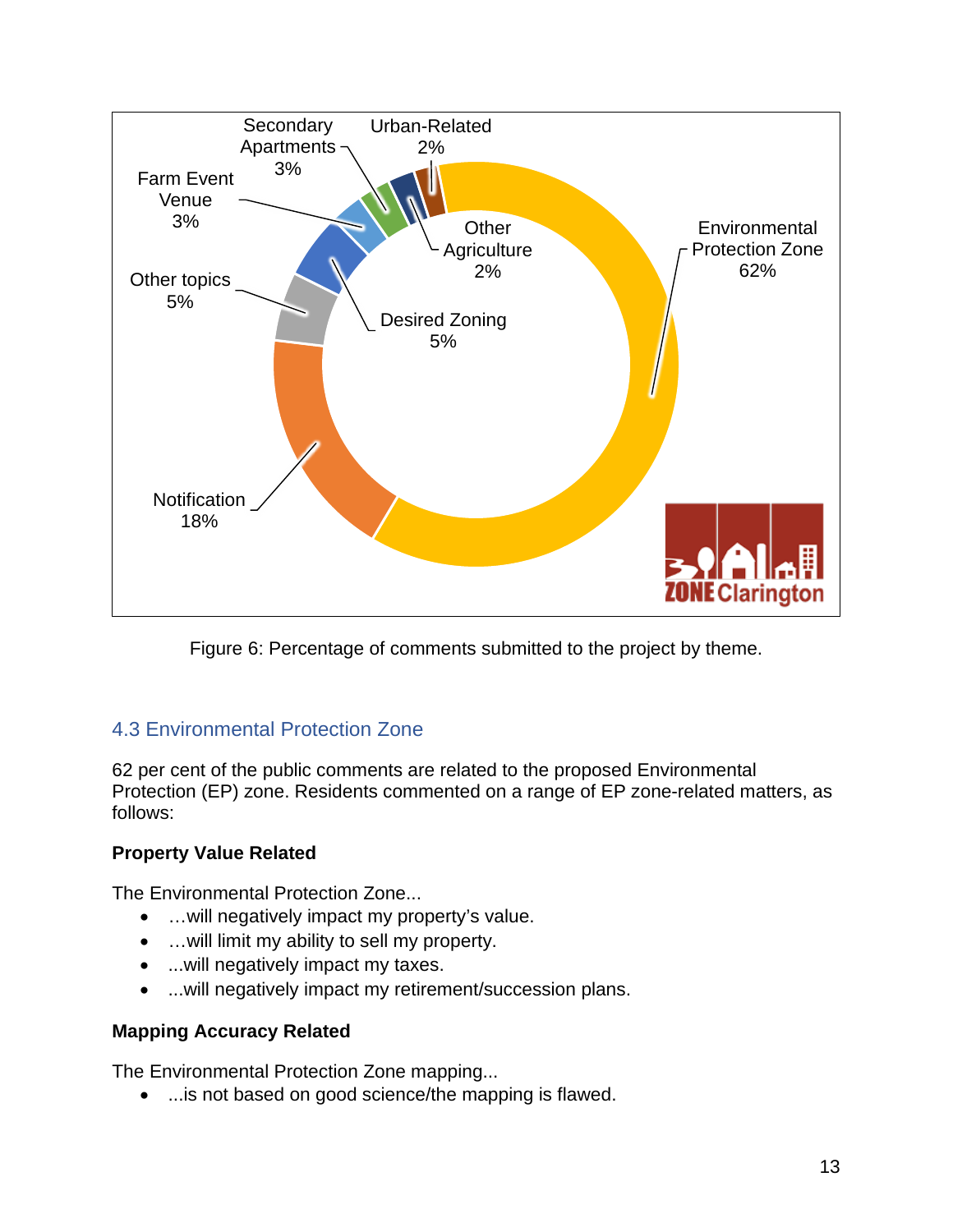Figure 6: Percentage of comments submitted to the project by theme.

### 4.3 Environmental Protection Zone

62 per cent of the public comments are related to the proposed Environmental Protection (EP) zone. Residents commented on a range of EP zone-related matters, as follows:

**Property Value Related**

The Environmental Protection Zone...

- …will negatively impact my property's value.
- …will limit my ability to sell my property.
- ...will negatively impact my taxes.
- ...will negatively impact my retirement/succession plans.

**Mapping Accuracy Related**

The Environmental Protection Zone mapping...

- ...is not based on good science/the mapping is flawed.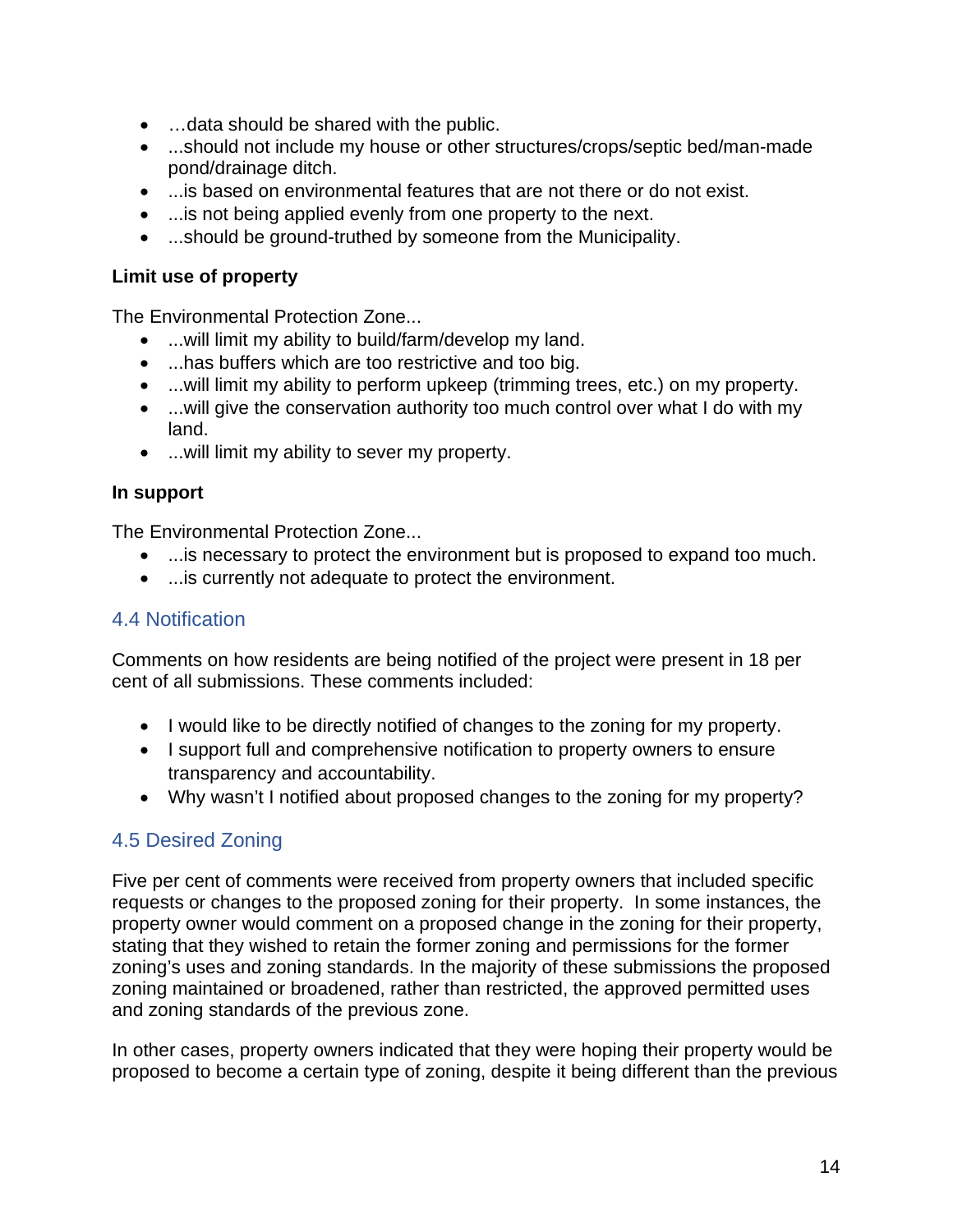- …data should be shared with the public.
- ...should not include my house or other structures/crops/septic bed/man-made pond/drainage ditch.
- ...is based on environmental features that are not there or do not exist.
- ...is not being applied evenly from one property to the next.
- ...should be ground-truthed by someone from the Municipality.

**Limit use of property**

The Environmental Protection Zone...

- ...will limit my ability to build/farm/develop my land.
- ...has buffers which are too restrictive and too big.
- ...will limit my ability to perform upkeep (trimming trees, etc.) on my property.
- ...will give the conservation authority too much control over what I do with my land.
- ...will limit my ability to sever my property.

**In support**

The Environmental Protection Zone...

- ...is necessary to protect the environment but is proposed to expand too much.
- ...is currently not adequate to protect the environment.

## 4.4 Notification

Comments on how residents are being notified of the project were present in 18 per cent of all submissions. These comments included:

- I would like to be directly notified of changes to the zoning for my property.
- I support full and comprehensive notification to property owners to ensure transparency and accountability.
- Why wasn't I notified about proposed changes to the zoning for my property?

## 4.5 Desired Zoning

Five per cent of comments were received from property owners that included specific requests or changes to the proposed zoning for their property. In some instances, the property owner would comment on a proposed change in the zoning for their property, stating that they wished to retain the former zoning and permissions for the former zoning's uses and zoning standards. In the majority of these submissions the proposed zoning maintained or broadened, rather than restricted, the approved permitted uses and zoning standards of the previous zone.

In other cases, property owners indicated that they were hoping their property would be proposed to become a certain type of zoning, despite it being different than the previous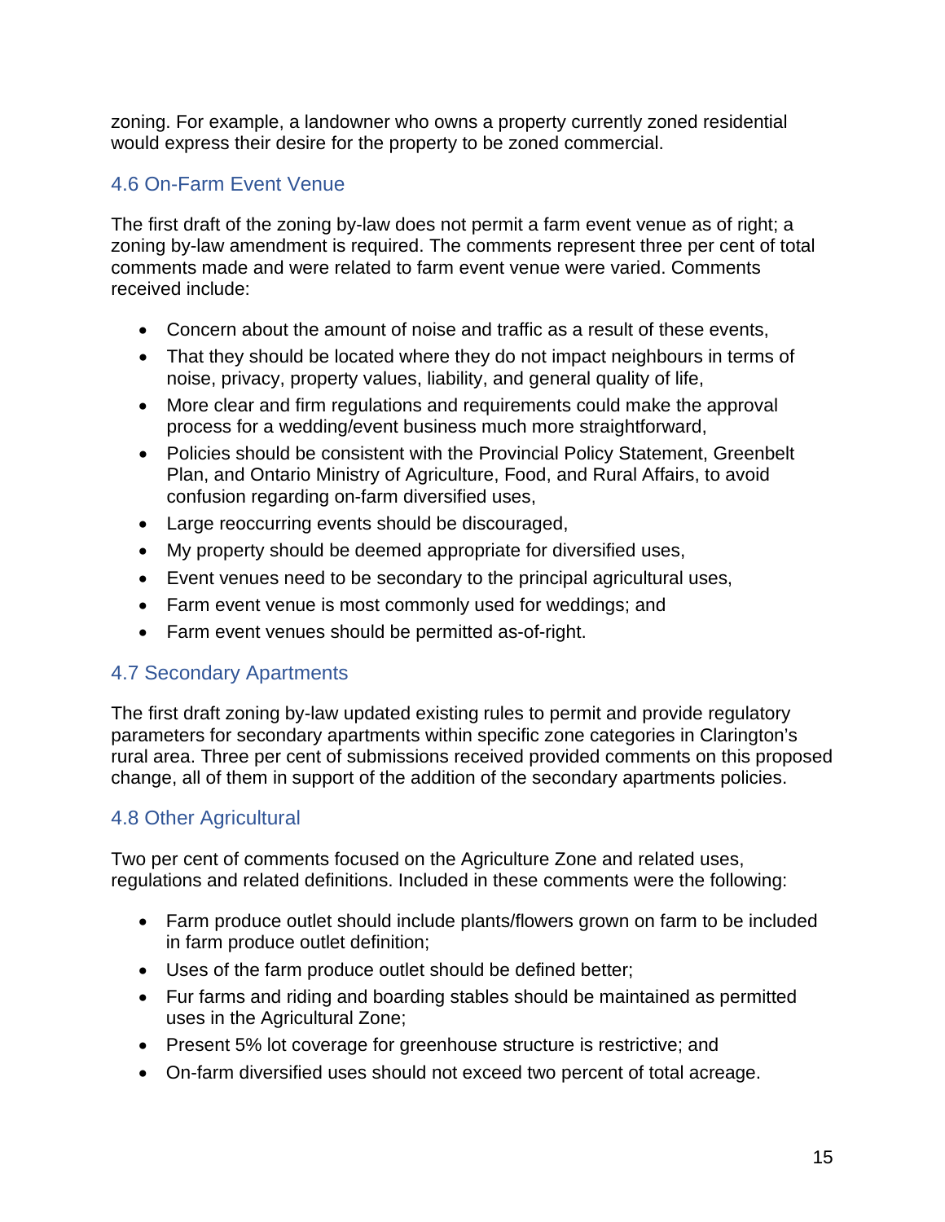zoning. For example, a landowner who owns a property currently zoned residential would express their desire for the property to be zoned commercial.

### 4.6 On-Farm Event Venue

The first draft of the zoning by-law does not permit a farm event venue as of right; a zoning by-law amendment is required. The comments represent three per cent of total comments made and were related to farm event venue were varied. Comments received include:

- Concern about the amount of noise and traffic as a result of these events,
- That they should be located where they do not impact neighbours in terms of noise, privacy, property values, liability, and general quality of life,
- More clear and firm regulations and requirements could make the approval process for a wedding/event business much more straightforward,
- Policies should be consistent with the Provincial Policy Statement, Greenbelt Plan, and Ontario Ministry of Agriculture, Food, and Rural Affairs, to avoid confusion regarding on-farm diversified uses,
- Large reoccurring events should be discouraged,
- My property should be deemed appropriate for diversified uses,
- Event venues need to be secondary to the principal agricultural uses,
- Farm event venue is most commonly used for weddings; and
- Farm event venues should be permitted as-of-right.

### 4.7 Secondary Apartments

The first draft zoning by-law updated existing rules to permit and provide regulatory parameters for secondary apartments within specific zone categories in Clarington's rural area. Three per cent of submissions received provided comments on this proposed change, all of them in support of the addition of the secondary apartments policies.

### 4.8 Other Agricultural

Two per cent of comments focused on the Agriculture Zone and related uses, regulations and related definitions. Included in these comments were the following:

- Farm produce outlet should include plants/flowers grown on farm to be included in farm produce outlet definition;
- Uses of the farm produce outlet should be defined better;
- Fur farms and riding and boarding stables should be maintained as permitted uses in the Agricultural Zone;
- Present 5% lot coverage for greenhouse structure is restrictive; and
- On-farm diversified uses should not exceed two percent of total acreage.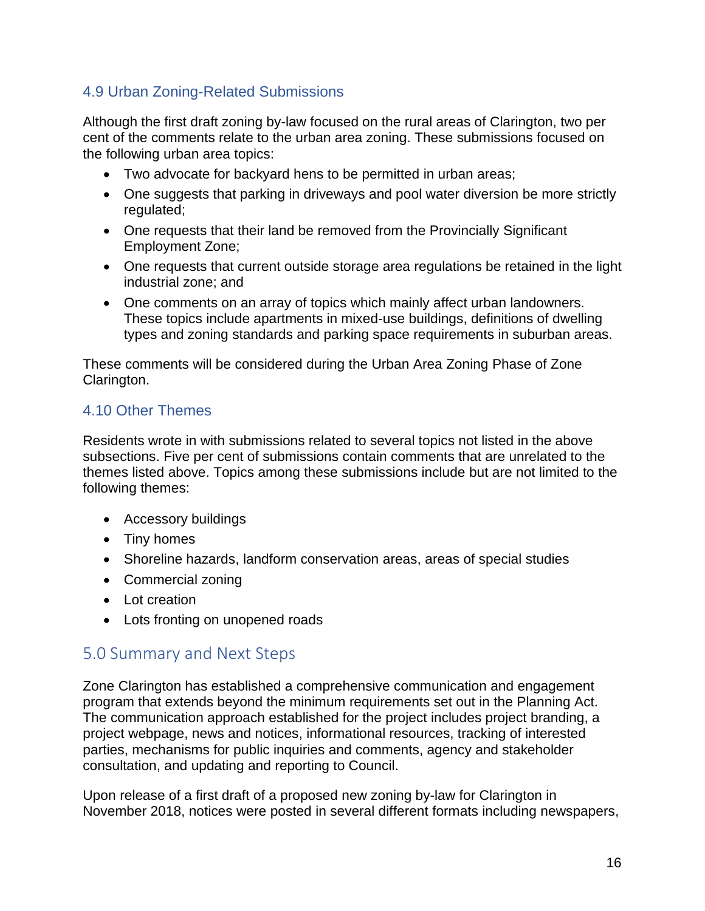### 4.9 Urban Zoning-Related Submissions

Although the first draft zoning by-law focused on the rural areas of Clarington, two per cent of the comments relate to the urban area zoning. These submissions focused on the following urban area topics:

- Two advocate for backyard hens to be permitted in urban areas;
- One suggests that parking in driveways and pool water diversion be more strictly regulated;
- One requests that their land be removed from the Provincially Significant Employment Zone;
- One requests that current outside storage area regulations be retained in the light industrial zone; and
- One comments on an array of topics which mainly affect urban landowners. These topics include apartments in mixed-use buildings, definitions of dwelling types and zoning standards and parking space requirements in suburban areas.

These comments will be considered during the Urban Area Zoning Phase of Zone Clarington.

### 4.10 Other Themes

Residents wrote in with submissions related to several topics not listed in the above subsections. Five per cent of submissions contain comments that are unrelated to the themes listed above. Topics among these submissions include but are not limited to the following themes:

- Accessory buildings
- Tiny homes
- Shoreline hazards, landform conservation areas, areas of special studies
- Commercial zoning
- Lot creation
- Lots fronting on unopened roads

## 5.0 Summary and Next Steps

Zone Clarington has established a comprehensive communication and engagement program that extends beyond the minimum requirements set out in the Planning Act. The communication approach established for the project includes project branding, a project webpage, news and notices, informational resources, tracking of interested parties, mechanisms for public inquiries and comments, agency and stakeholder consultation, and updating and reporting to Council.

Upon release of a first draft of a proposed new zoning by-law for Clarington in November 2018, notices were posted in several different formats including newspapers,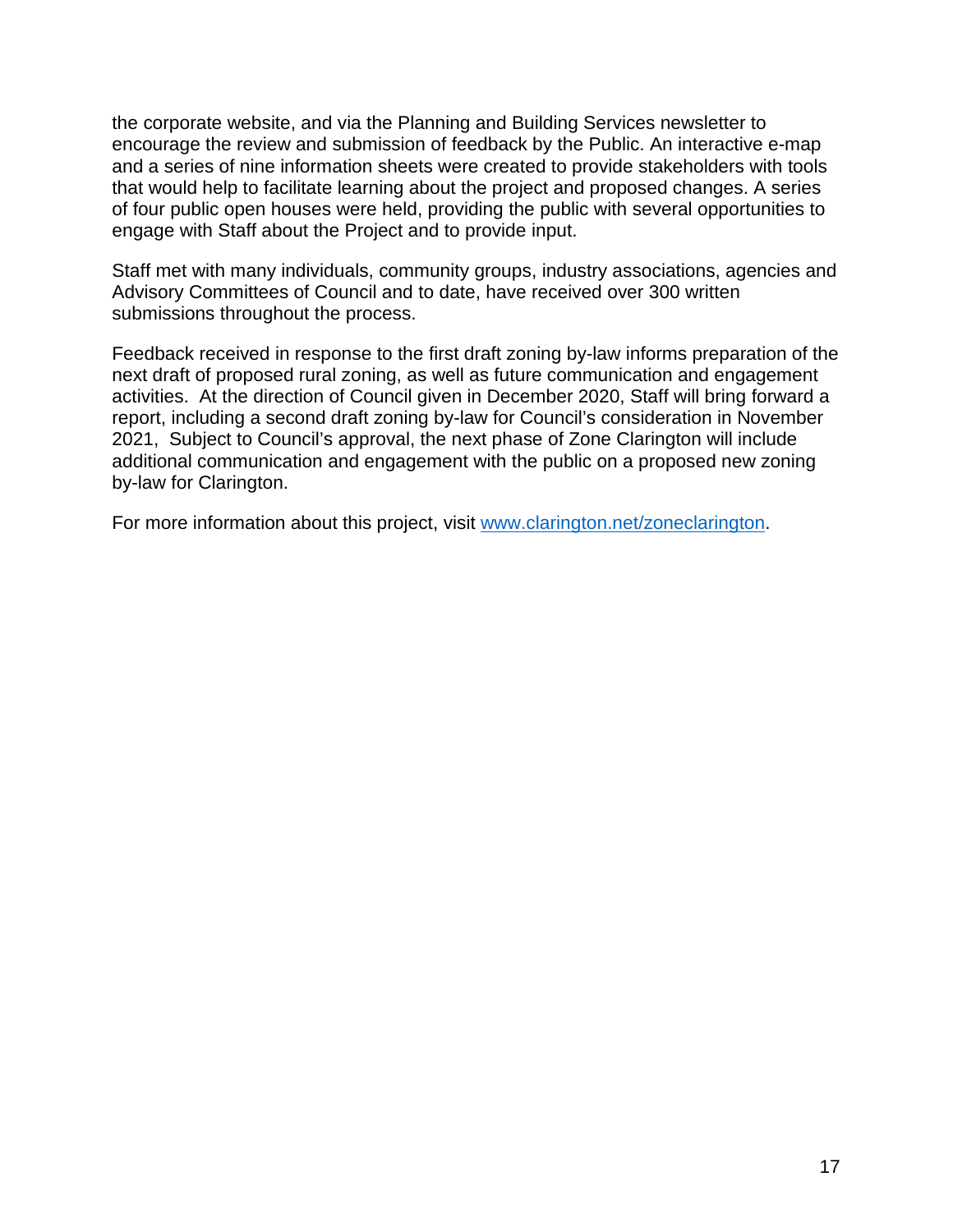the corporate website, and via the Planning and Building Services newsletter to encourage the review and submission of feedback by the Public. An interactive e-map and a series of nine information sheets were created to provide stakeholders with tools that would help to facilitate learning about the project and proposed changes. A series of four public open houses were held, providing the public with several opportunities to engage with Staff about the Project and to provide input.

Staff met with many individuals, community groups, industry associations, agencies and Advisory Committees of Council and to date, have received over 300 written submissions throughout the process.

Feedback received in response to the first draft zoning by-law informs preparation of the next draft of proposed rural zoning, as well as future communication and engagement activities. At the direction of Council given in December 2020, Staff will bring forward a report, including a second draft zoning by-law for Council's consideration in November 2021, Subject to Council's approval, the next phase of Zone Clarington will include additional communication and engagement with the public on a proposed new zoning by-law for Clarington.

For more information about this project, visit [www.clarington.net/zoneclarington](http://www.clarington.net/zoneclarington).